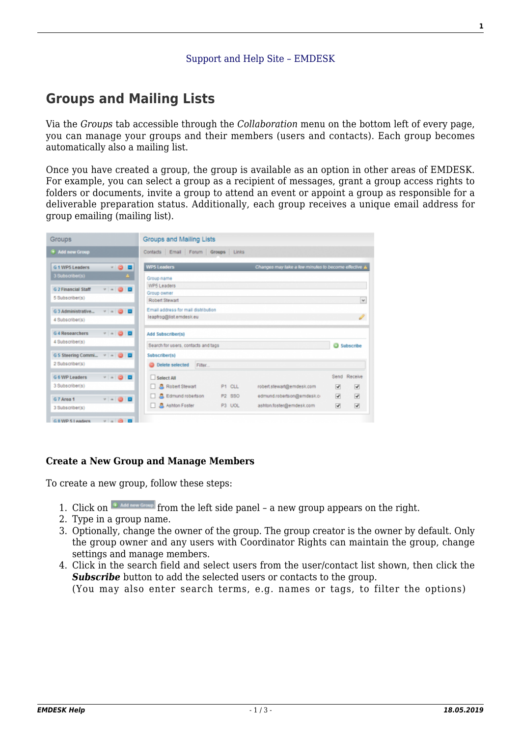Support and Help Site – EMDESK

# Groups and Mailing Lists

Via the *Groups* tab accessible through the *Collaboration* menu on the bottom left of every page, you can manage your groups and their members (users and contacts). Each group becomes automatically also a mailing list.

Once you have created a group, the group is available as an option in other areas of EMDESK. For example, you can select a group as a recipient of messages, grant a group access rights to folders or documents, invite a group to attend an event or appoint a group as responsible for a deliverable preparation status. Additionally, each group receives a unique email address for group emailing (mailing list).

### Create a New Group and Manage Members

To create a new group, follow these steps:

1. Click on [Add new Group] from the left side panel – a new group appears on the right.
2. Type in a group name.
3. Optionally, change the owner of the group. The group creator is the owner by default. Only the group owner and any users with Coordinator Rights can maintain the group, change settings and manage members.
4. Click in the search field and select users from the user/contact list shown, then click the ***Subscribe*** button to add the selected users or contacts to the group.
   (You may also enter search terms, e.g. names or tags, to filter the options)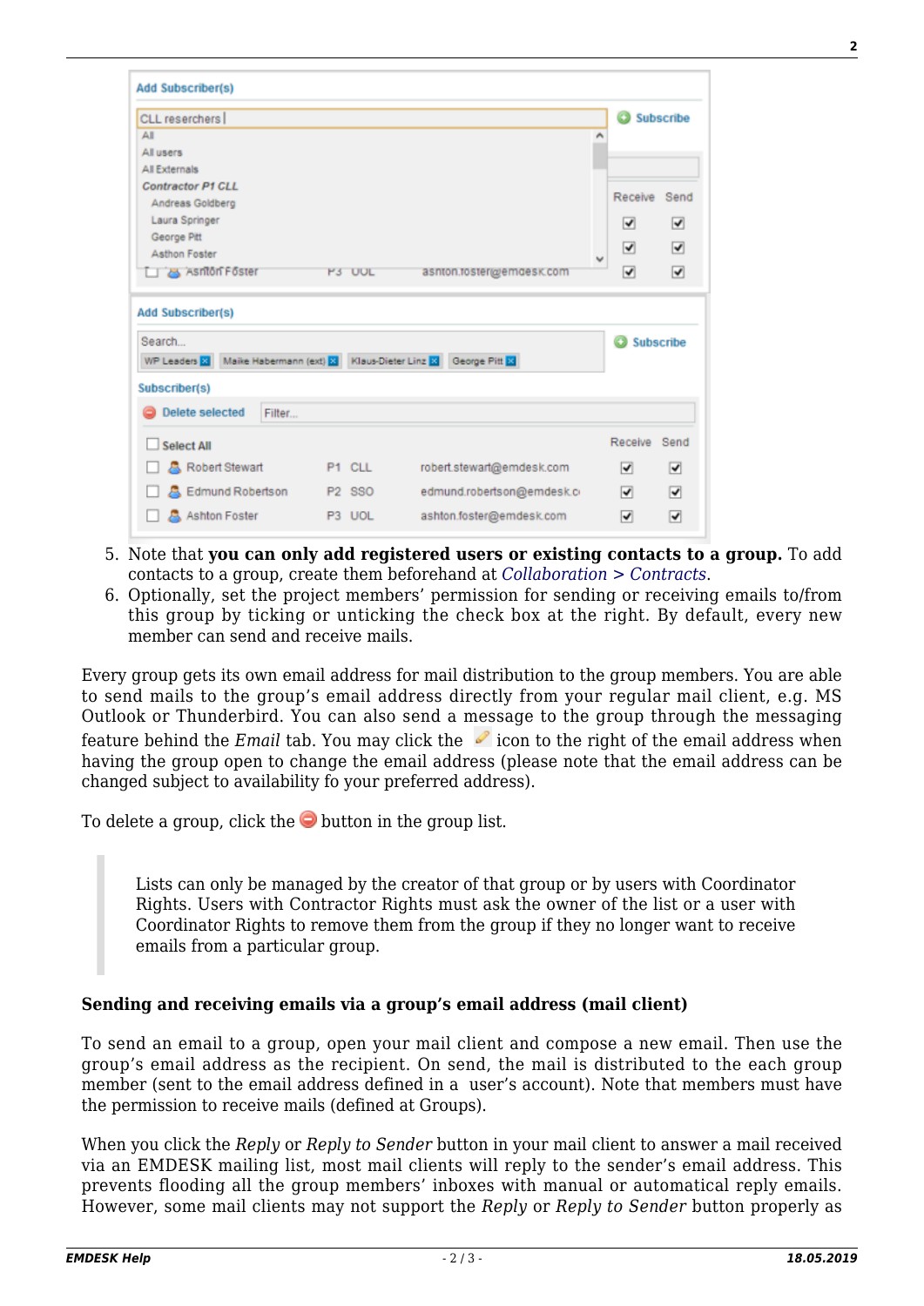5. Note that **you can only add registered users or existing contacts to a group.** To add contacts to a group, create them beforehand at *Collaboration > Contracts*.
6. Optionally, set the project members' permission for sending or receiving emails to/from this group by ticking or unticking the check box at the right. By default, every new member can send and receive mails.

Every group gets its own email address for mail distribution to the group members. You are able to send mails to the group's email address directly from your regular mail client, e.g. MS Outlook or Thunderbird. You can also send a message to the group through the messaging feature behind the *Email* tab. You may click the icon to the right of the email address when having the group open to change the email address (please note that the email address can be changed subject to availability fo your preferred address).

To delete a group, click the button in the group list.

> Lists can only be managed by the creator of that group or by users with Coordinator Rights. Users with Contractor Rights must ask the owner of the list or a user with Coordinator Rights to remove them from the group if they no longer want to receive emails from a particular group.

**Sending and receiving emails via a group's email address (mail client)**

To send an email to a group, open your mail client and compose a new email. Then use the group's email address as the recipient. On send, the mail is distributed to the each group member (sent to the email address defined in a user's account). Note that members must have the permission to receive mails (defined at Groups).

When you click the *Reply* or *Reply to Sender* button in your mail client to answer a mail received via an EMDESK mailing list, most mail clients will reply to the sender's email address. This prevents flooding all the group members' inboxes with manual or automatical reply emails. However, some mail clients may not support the *Reply* or *Reply to Sender* button properly as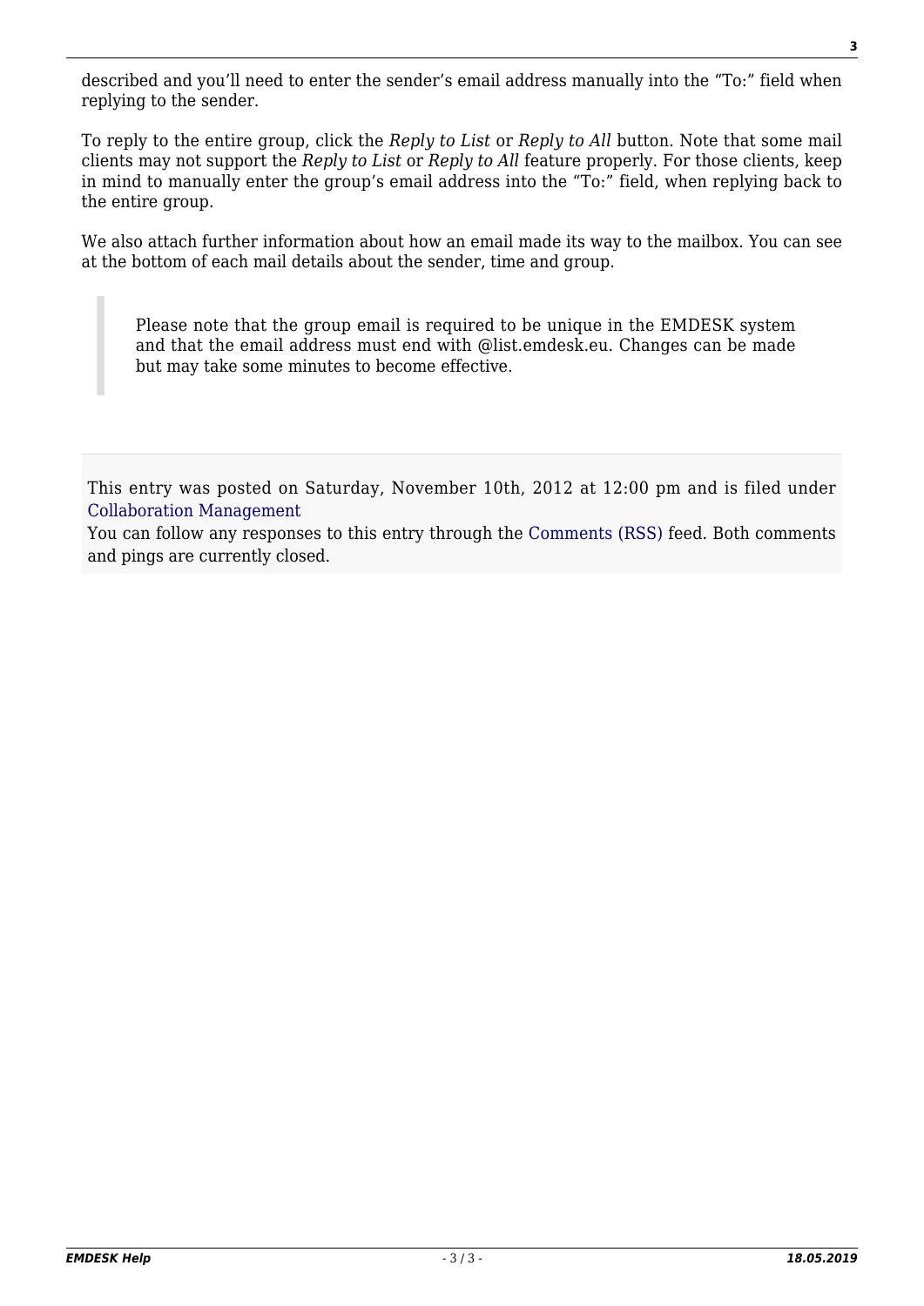described and you'll need to enter the sender's email address manually into the "To:" field when replying to the sender.

To reply to the entire group, click the *Reply to List* or *Reply to All* button. Note that some mail clients may not support the *Reply to List* or *Reply to All* feature properly. For those clients, keep in mind to manually enter the group's email address into the "To:" field, when replying back to the entire group.

We also attach further information about how an email made its way to the mailbox. You can see at the bottom of each mail details about the sender, time and group.

> Please note that the group email is required to be unique in the EMDESK system and that the email address must end with @list.emdesk.eu. Changes can be made but may take some minutes to become effective.

This entry was posted on Saturday, November 10th, 2012 at 12:00 pm and is filed under Collaboration Management
You can follow any responses to this entry through the Comments (RSS) feed. Both comments and pings are currently closed.